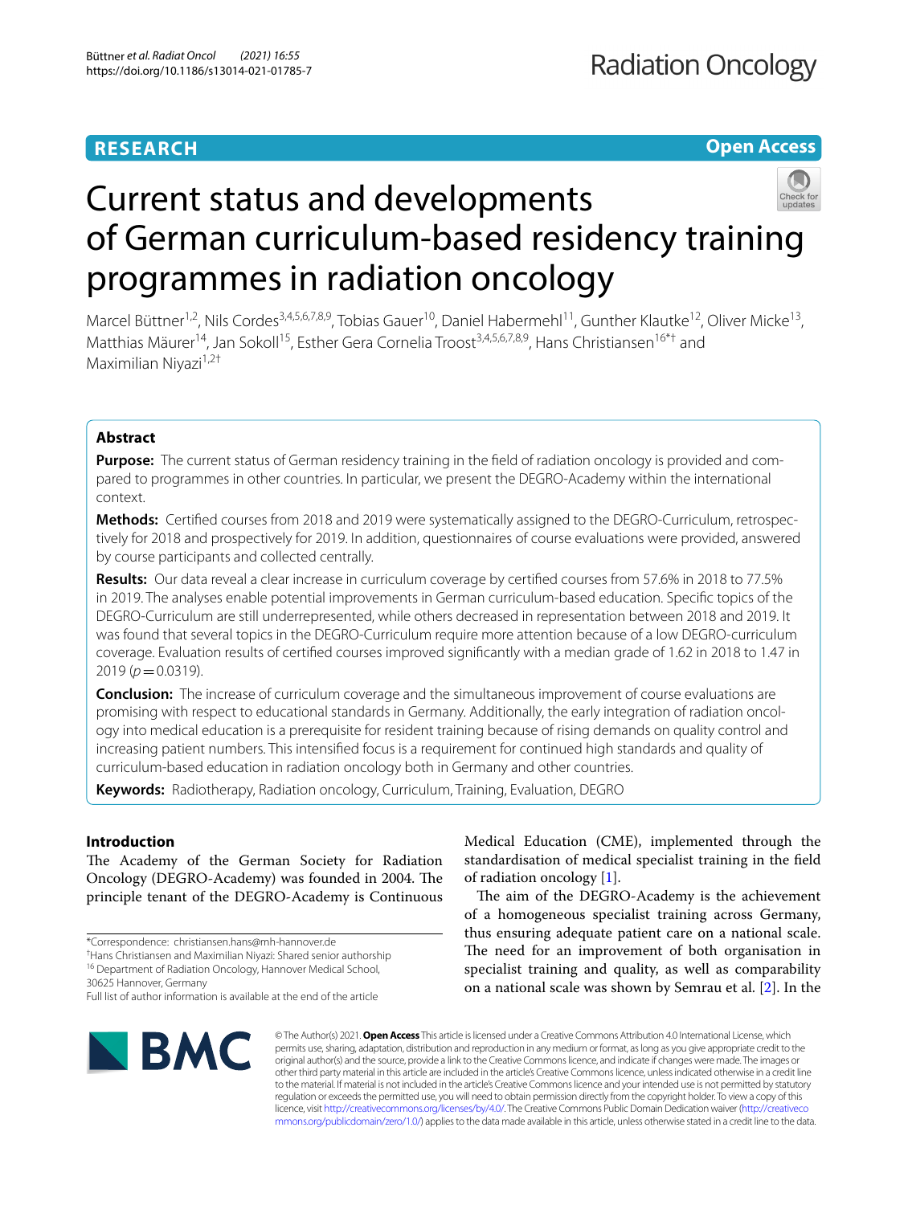RESEARCH

Open Access

# Current status and developments of German curriculum-based residency training programmes in radiation oncology

Marcel Büttner[1,2], Nils Cordes[3,4,5,6,7,8,9], Tobias Gauer[10], Daniel Habermehl[11], Gunther Klautke[12], Oliver Micke[13], Matthias Mäurer[14], Jan Sokoll[15], Esther Gera Cornelia Troost[3,4,5,6,7,8,9], Hans Christiansen[16*†] and Maximilian Niyazi[1,2†]

## Abstract

**Purpose:** The current status of German residency training in the field of radiation oncology is provided and compared to programmes in other countries. In particular, we present the DEGRO-Academy within the international context.

**Methods:** Certified courses from 2018 and 2019 were systematically assigned to the DEGRO-Curriculum, retrospectively for 2018 and prospectively for 2019. In addition, questionnaires of course evaluations were provided, answered by course participants and collected centrally.

**Results:** Our data reveal a clear increase in curriculum coverage by certified courses from 57.6% in 2018 to 77.5% in 2019. The analyses enable potential improvements in German curriculum-based education. Specific topics of the DEGRO-Curriculum are still underrepresented, while others decreased in representation between 2018 and 2019. It was found that several topics in the DEGRO-Curriculum require more attention because of a low DEGRO-curriculum coverage. Evaluation results of certified courses improved significantly with a median grade of 1.62 in 2018 to 1.47 in 2019 ($p = 0.0319$).

**Conclusion:** The increase of curriculum coverage and the simultaneous improvement of course evaluations are promising with respect to educational standards in Germany. Additionally, the early integration of radiation oncology into medical education is a prerequisite for resident training because of rising demands on quality control and increasing patient numbers. This intensified focus is a requirement for continued high standards and quality of curriculum-based education in radiation oncology both in Germany and other countries.

**Keywords:** Radiotherapy, Radiation oncology, Curriculum, Training, Evaluation, DEGRO

## Introduction

The Academy of the German Society for Radiation Oncology (DEGRO-Academy) was founded in 2004. The principle tenant of the DEGRO-Academy is Continuous Medical Education (CME), implemented through the standardisation of medical specialist training in the field of radiation oncology [1].

The aim of the DEGRO-Academy is the achievement of a homogeneous specialist training across Germany, thus ensuring adequate patient care on a national scale. The need for an improvement of both organisation in specialist training and quality, as well as comparability on a national scale was shown by Semrau et al. [2]. In the

*Correspondence: christiansen.hans@mh-hannover.de
†Hans Christiansen and Maximilian Niyazi: Shared senior authorship
[16] Department of Radiation Oncology, Hannover Medical School, 30625 Hannover, Germany
Full list of author information is available at the end of the article

© The Author(s) 2021. **Open Access** This article is licensed under a Creative Commons Attribution 4.0 International License, which permits use, sharing, adaptation, distribution and reproduction in any medium or format, as long as you give appropriate credit to the original author(s) and the source, provide a link to the Creative Commons licence, and indicate if changes were made. The images or other third party material in this article are included in the article's Creative Commons licence, unless indicated otherwise in a credit line to the material. If material is not included in the article's Creative Commons licence and your intended use is not permitted by statutory regulation or exceeds the permitted use, you will need to obtain permission directly from the copyright holder. To view a copy of this licence, visit http://creativecommons.org/licenses/by/4.0/. The Creative Commons Public Domain Dedication waiver (http://creativecommons.org/publicdomain/zero/1.0/) applies to the data made available in this article, unless otherwise stated in a credit line to the data.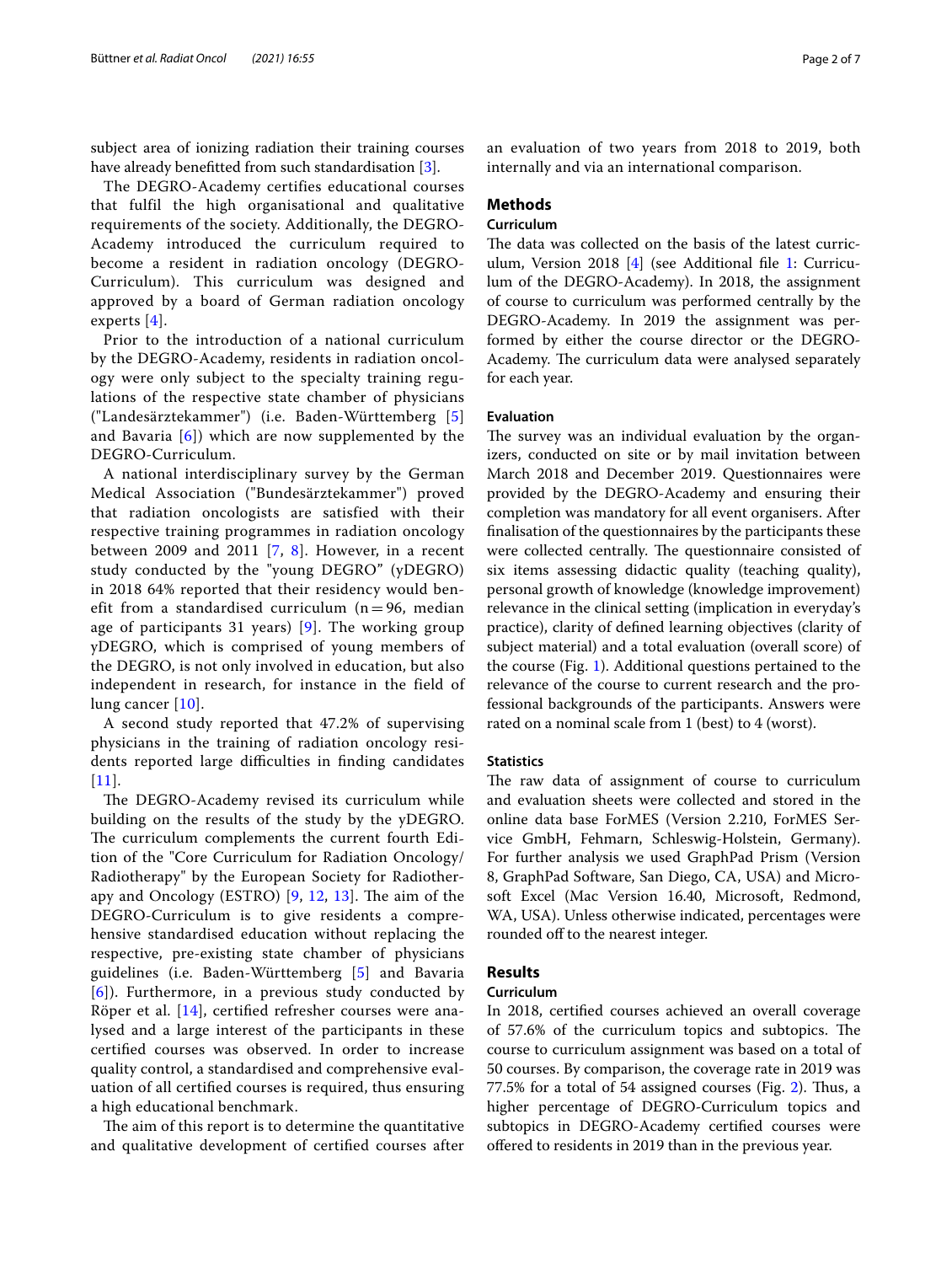subject area of ionizing radiation their training courses have already benefitted from such standardisation [3].

The DEGRO-Academy certifies educational courses that fulfil the high organisational and qualitative requirements of the society. Additionally, the DEGRO-Academy introduced the curriculum required to become a resident in radiation oncology (DEGRO-Curriculum). This curriculum was designed and approved by a board of German radiation oncology experts [4].

Prior to the introduction of a national curriculum by the DEGRO-Academy, residents in radiation oncology were only subject to the specialty training regulations of the respective state chamber of physicians ("Landesärztekammer") (i.e. Baden-Württemberg [5] and Bavaria [6]) which are now supplemented by the DEGRO-Curriculum.

A national interdisciplinary survey by the German Medical Association ("Bundesärztekammer") proved that radiation oncologists are satisfied with their respective training programmes in radiation oncology between 2009 and 2011 [7, 8]. However, in a recent study conducted by the "young DEGRO" (yDEGRO) in 2018 64% reported that their residency would benefit from a standardised curriculum (n = 96, median age of participants 31 years) [9]. The working group yDEGRO, which is comprised of young members of the DEGRO, is not only involved in education, but also independent in research, for instance in the field of lung cancer [10].

A second study reported that 47.2% of supervising physicians in the training of radiation oncology residents reported large difficulties in finding candidates [11].

The DEGRO-Academy revised its curriculum while building on the results of the study by the yDEGRO. The curriculum complements the current fourth Edition of the "Core Curriculum for Radiation Oncology/Radiotherapy" by the European Society for Radiotherapy and Oncology (ESTRO) [9, 12, 13]. The aim of the DEGRO-Curriculum is to give residents a comprehensive standardised education without replacing the respective, pre-existing state chamber of physicians guidelines (i.e. Baden-Württemberg [5] and Bavaria [6]). Furthermore, in a previous study conducted by Röper et al. [14], certified refresher courses were analysed and a large interest of the participants in these certified courses was observed. In order to increase quality control, a standardised and comprehensive evaluation of all certified courses is required, thus ensuring a high educational benchmark.

The aim of this report is to determine the quantitative and qualitative development of certified courses after an evaluation of two years from 2018 to 2019, both internally and via an international comparison.

## Methods

### Curriculum

The data was collected on the basis of the latest curriculum, Version 2018 [4] (see Additional file 1: Curriculum of the DEGRO-Academy). In 2018, the assignment of course to curriculum was performed centrally by the DEGRO-Academy. In 2019 the assignment was performed by either the course director or the DEGRO-Academy. The curriculum data were analysed separately for each year.

### Evaluation

The survey was an individual evaluation by the organizers, conducted on site or by mail invitation between March 2018 and December 2019. Questionnaires were provided by the DEGRO-Academy and ensuring their completion was mandatory for all event organisers. After finalisation of the questionnaires by the participants these were collected centrally. The questionnaire consisted of six items assessing didactic quality (teaching quality), personal growth of knowledge (knowledge improvement) relevance in the clinical setting (implication in everyday's practice), clarity of defined learning objectives (clarity of subject material) and a total evaluation (overall score) of the course (Fig. 1). Additional questions pertained to the relevance of the course to current research and the professional backgrounds of the participants. Answers were rated on a nominal scale from 1 (best) to 4 (worst).

### Statistics

The raw data of assignment of course to curriculum and evaluation sheets were collected and stored in the online data base ForMES (Version 2.210, ForMES Service GmbH, Fehmarn, Schleswig-Holstein, Germany). For further analysis we used GraphPad Prism (Version 8, GraphPad Software, San Diego, CA, USA) and Microsoft Excel (Mac Version 16.40, Microsoft, Redmond, WA, USA). Unless otherwise indicated, percentages were rounded off to the nearest integer.

## Results

### Curriculum

In 2018, certified courses achieved an overall coverage of 57.6% of the curriculum topics and subtopics. The course to curriculum assignment was based on a total of 50 courses. By comparison, the coverage rate in 2019 was 77.5% for a total of 54 assigned courses (Fig. 2). Thus, a higher percentage of DEGRO-Curriculum topics and subtopics in DEGRO-Academy certified courses were offered to residents in 2019 than in the previous year.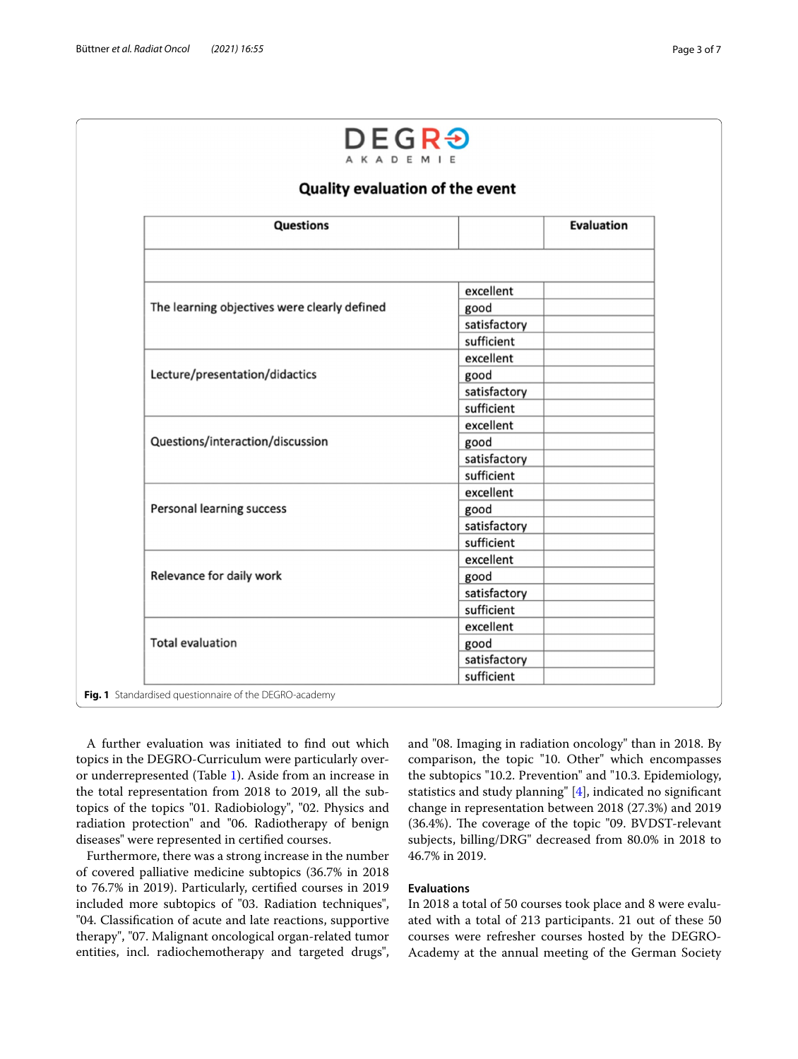**DEGRO AKADEMIE**

**Quality evaluation of the event**

| Questions | | Evaluation |
|---|---|---|
| | | |
| The learning objectives were clearly defined | excellent | |
| | good | |
| | satisfactory | |
| | sufficient | |
| Lecture/presentation/didactics | excellent | |
| | good | |
| | satisfactory | |
| | sufficient | |
| Questions/interaction/discussion | excellent | |
| | good | |
| | satisfactory | |
| | sufficient | |
| Personal learning success | excellent | |
| | good | |
| | satisfactory | |
| | sufficient | |
| Relevance for daily work | excellent | |
| | good | |
| | satisfactory | |
| | sufficient | |
| Total evaluation | excellent | |
| | good | |
| | satisfactory | |
| | sufficient | |

**Fig. 1** Standardised questionnaire of the DEGRO-academy

A further evaluation was initiated to find out which topics in the DEGRO-Curriculum were particularly over- or underrepresented (Table 1). Aside from an increase in the total representation from 2018 to 2019, all the subtopics of the topics "01. Radiobiology", "02. Physics and radiation protection" and "06. Radiotherapy of benign diseases" were represented in certified courses.

Furthermore, there was a strong increase in the number of covered palliative medicine subtopics (36.7% in 2018 to 76.7% in 2019). Particularly, certified courses in 2019 included more subtopics of "03. Radiation techniques", "04. Classification of acute and late reactions, supportive therapy", "07. Malignant oncological organ-related tumor entities, incl. radiochemotherapy and targeted drugs", and "08. Imaging in radiation oncology" than in 2018. By comparison, the topic "10. Other" which encompasses the subtopics "10.2. Prevention" and "10.3. Epidemiology, statistics and study planning" [4], indicated no significant change in representation between 2018 (27.3%) and 2019 (36.4%). The coverage of the topic "09. BVDST-relevant subjects, billing/DRG" decreased from 80.0% in 2018 to 46.7% in 2019.

### Evaluations

In 2018 a total of 50 courses took place and 8 were evaluated with a total of 213 participants. 21 out of these 50 courses were refresher courses hosted by the DEGRO-Academy at the annual meeting of the German Society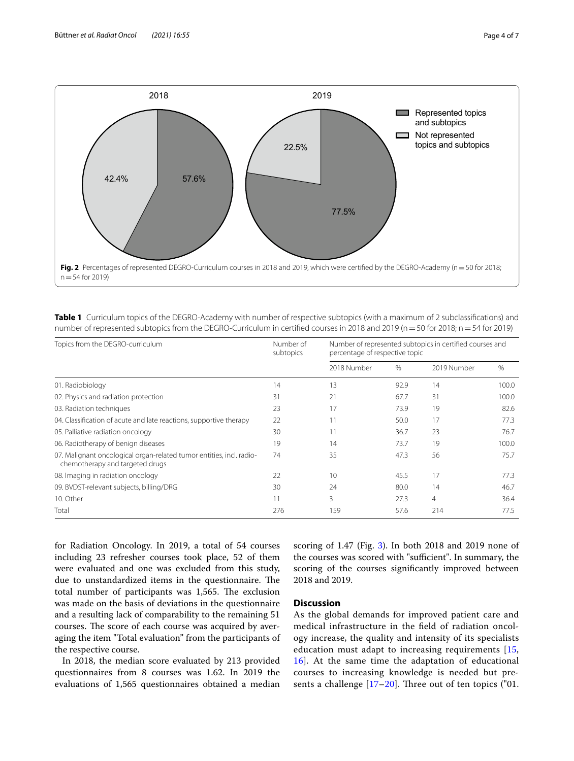**Fig. 2** Percentages of represented DEGRO-Curriculum courses in 2018 and 2019, which were certified by the DEGRO-Academy (n = 50 for 2018; n = 54 for 2019)

**Table 1** Curriculum topics of the DEGRO-Academy with number of respective subtopics (with a maximum of 2 subclassifications) and number of represented subtopics from the DEGRO-Curriculum in certified courses in 2018 and 2019 (n = 50 for 2018; n = 54 for 2019)

| Topics from the DEGRO-curriculum | Number of subtopics | Number of represented subtopics in certified courses and percentage of respective topic | | | |
|---|---|---|---|---|---|
| | | 2018 Number | % | 2019 Number | % |
| 01. Radiobiology | 14 | 13 | 92.9 | 14 | 100.0 |
| 02. Physics and radiation protection | 31 | 21 | 67.7 | 31 | 100.0 |
| 03. Radiation techniques | 23 | 17 | 73.9 | 19 | 82.6 |
| 04. Classification of acute and late reactions, supportive therapy | 22 | 11 | 50.0 | 17 | 77.3 |
| 05. Palliative radiation oncology | 30 | 11 | 36.7 | 23 | 76.7 |
| 06. Radiotherapy of benign diseases | 19 | 14 | 73.7 | 19 | 100.0 |
| 07. Malignant oncological organ-related tumor entities, incl. radio-chemotherapy and targeted drugs | 74 | 35 | 47.3 | 56 | 75.7 |
| 08. Imaging in radiation oncology | 22 | 10 | 45.5 | 17 | 77.3 |
| 09. BVDST-relevant subjects, billing/DRG | 30 | 24 | 80.0 | 14 | 46.7 |
| 10. Other | 11 | 3 | 27.3 | 4 | 36.4 |
| Total | 276 | 159 | 57.6 | 214 | 77.5 |

for Radiation Oncology. In 2019, a total of 54 courses including 23 refresher courses took place, 52 of them were evaluated and one was excluded from this study, due to unstandardized items in the questionnaire. The total number of participants was 1,565. The exclusion was made on the basis of deviations in the questionnaire and a resulting lack of comparability to the remaining 51 courses. The score of each course was acquired by averaging the item "Total evaluation" from the participants of the respective course.

In 2018, the median score evaluated by 213 provided questionnaires from 8 courses was 1.62. In 2019 the evaluations of 1,565 questionnaires obtained a median scoring of 1.47 (Fig. 3). In both 2018 and 2019 none of the courses was scored with "sufficient". In summary, the scoring of the courses significantly improved between 2018 and 2019.

## Discussion

As the global demands for improved patient care and medical infrastructure in the field of radiation oncology increase, the quality and intensity of its specialists education must adapt to increasing requirements [15, 16]. At the same time the adaptation of educational courses to increasing knowledge is needed but presents a challenge [17–20]. Three out of ten topics ("01.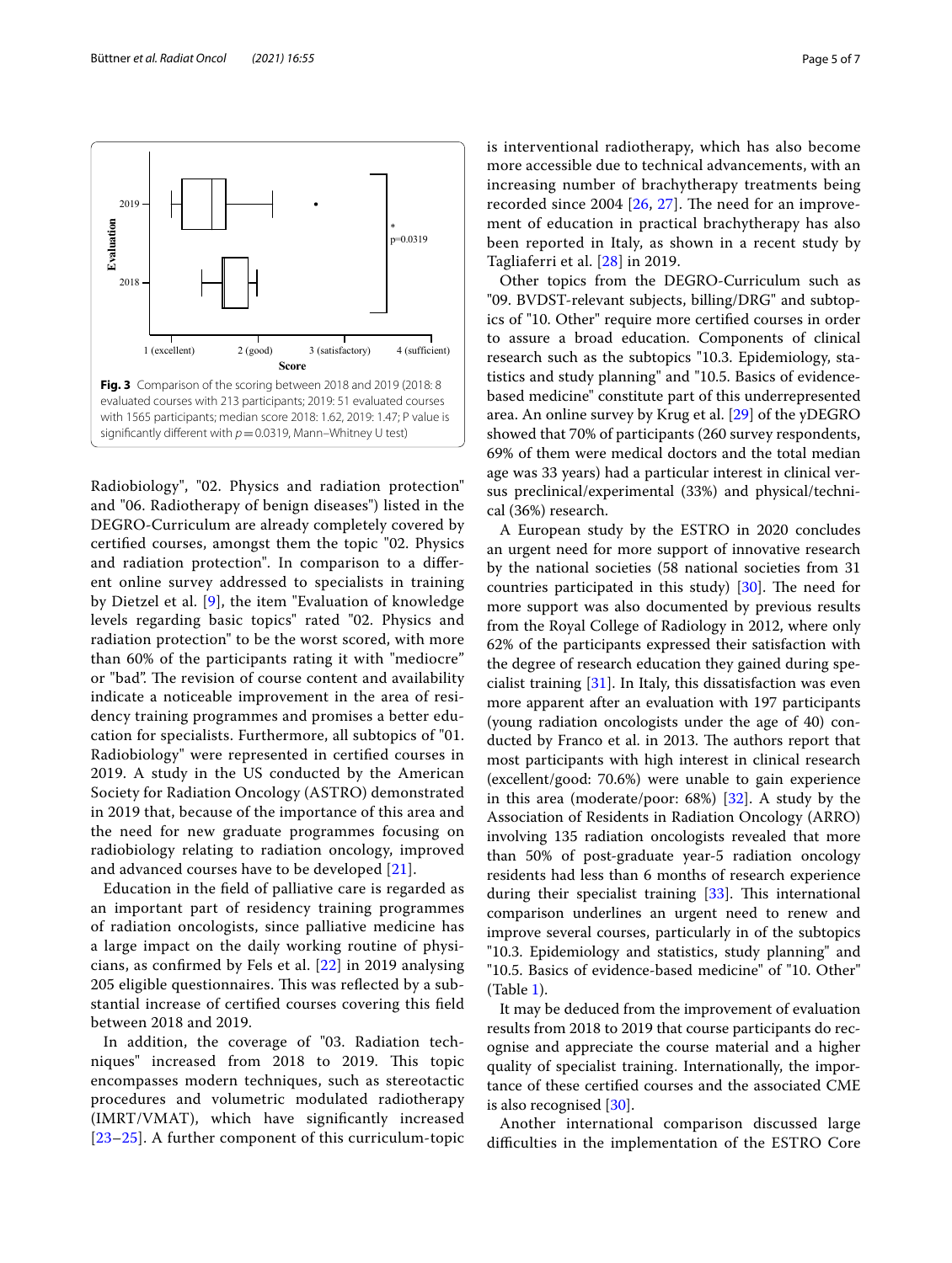**Fig. 3** Comparison of the scoring between 2018 and 2019 (2018: 8 evaluated courses with 213 participants; 2019: 51 evaluated courses with 1565 participants; median score 2018: 1.62, 2019: 1.47; P value is significantly different with $p = 0.0319$, Mann–Whitney U test)

Radiobiology", "02. Physics and radiation protection" and "06. Radiotherapy of benign diseases") listed in the DEGRO-Curriculum are already completely covered by certified courses, amongst them the topic "02. Physics and radiation protection". In comparison to a different online survey addressed to specialists in training by Dietzel et al. [9], the item "Evaluation of knowledge levels regarding basic topics" rated "02. Physics and radiation protection" to be the worst scored, with more than 60% of the participants rating it with "mediocre" or "bad". The revision of course content and availability indicate a noticeable improvement in the area of residency training programmes and promises a better education for specialists. Furthermore, all subtopics of "01. Radiobiology" were represented in certified courses in 2019. A study in the US conducted by the American Society for Radiation Oncology (ASTRO) demonstrated in 2019 that, because of the importance of this area and the need for new graduate programmes focusing on radiobiology relating to radiation oncology, improved and advanced courses have to be developed [21].

Education in the field of palliative care is regarded as an important part of residency training programmes of radiation oncologists, since palliative medicine has a large impact on the daily working routine of physicians, as confirmed by Fels et al. [22] in 2019 analysing 205 eligible questionnaires. This was reflected by a substantial increase of certified courses covering this field between 2018 and 2019.

In addition, the coverage of "03. Radiation techniques" increased from 2018 to 2019. This topic encompasses modern techniques, such as stereotactic procedures and volumetric modulated radiotherapy (IMRT/VMAT), which have significantly increased [23–25]. A further component of this curriculum-topic is interventional radiotherapy, which has also become more accessible due to technical advancements, with an increasing number of brachytherapy treatments being recorded since 2004 [26, 27]. The need for an improvement of education in practical brachytherapy has also been reported in Italy, as shown in a recent study by Tagliaferri et al. [28] in 2019.

Other topics from the DEGRO-Curriculum such as "09. BVDST-relevant subjects, billing/DRG" and subtopics of "10. Other" require more certified courses in order to assure a broad education. Components of clinical research such as the subtopics "10.3. Epidemiology, statistics and study planning" and "10.5. Basics of evidence-based medicine" constitute part of this underrepresented area. An online survey by Krug et al. [29] of the yDEGRO showed that 70% of participants (260 survey respondents, 69% of them were medical doctors and the total median age was 33 years) had a particular interest in clinical versus preclinical/experimental (33%) and physical/technical (36%) research.

A European study by the ESTRO in 2020 concludes an urgent need for more support of innovative research by the national societies (58 national societies from 31 countries participated in this study) [30]. The need for more support was also documented by previous results from the Royal College of Radiology in 2012, where only 62% of the participants expressed their satisfaction with the degree of research education they gained during specialist training [31]. In Italy, this dissatisfaction was even more apparent after an evaluation with 197 participants (young radiation oncologists under the age of 40) conducted by Franco et al. in 2013. The authors report that most participants with high interest in clinical research (excellent/good: 70.6%) were unable to gain experience in this area (moderate/poor: 68%) [32]. A study by the Association of Residents in Radiation Oncology (ARRO) involving 135 radiation oncologists revealed that more than 50% of post-graduate year-5 radiation oncology residents had less than 6 months of research experience during their specialist training [33]. This international comparison underlines an urgent need to renew and improve several courses, particularly in of the subtopics "10.3. Epidemiology and statistics, study planning" and "10.5. Basics of evidence-based medicine" of "10. Other" (Table 1).

It may be deduced from the improvement of evaluation results from 2018 to 2019 that course participants do recognise and appreciate the course material and a higher quality of specialist training. Internationally, the importance of these certified courses and the associated CME is also recognised [30].

Another international comparison discussed large difficulties in the implementation of the ESTRO Core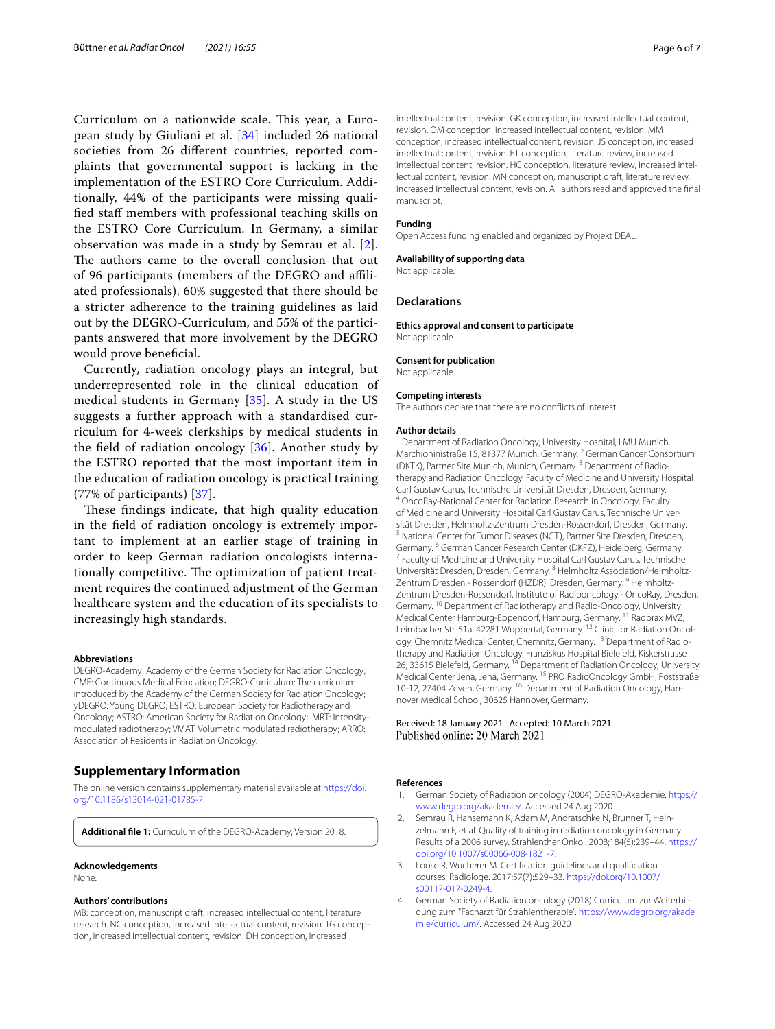Curriculum on a nationwide scale. This year, a European study by Giuliani et al. [34] included 26 national societies from 26 different countries, reported complaints that governmental support is lacking in the implementation of the ESTRO Core Curriculum. Additionally, 44% of the participants were missing qualified staff members with professional teaching skills on the ESTRO Core Curriculum. In Germany, a similar observation was made in a study by Semrau et al. [2]. The authors came to the overall conclusion that out of 96 participants (members of the DEGRO and affiliated professionals), 60% suggested that there should be a stricter adherence to the training guidelines as laid out by the DEGRO-Curriculum, and 55% of the participants answered that more involvement by the DEGRO would prove beneficial.

Currently, radiation oncology plays an integral, but underrepresented role in the clinical education of medical students in Germany [35]. A study in the US suggests a further approach with a standardised curriculum for 4-week clerkships by medical students in the field of radiation oncology [36]. Another study by the ESTRO reported that the most important item in the education of radiation oncology is practical training (77% of participants) [37].

These findings indicate, that high quality education in the field of radiation oncology is extremely important to implement at an earlier stage of training in order to keep German radiation oncologists internationally competitive. The optimization of patient treatment requires the continued adjustment of the German healthcare system and the education of its specialists to increasingly high standards.

#### Abbreviations

DEGRO-Academy: Academy of the German Society for Radiation Oncology; CME: Continuous Medical Education; DEGRO-Curriculum: The curriculum introduced by the Academy of the German Society for Radiation Oncology; yDEGRO: Young DEGRO; ESTRO: European Society for Radiotherapy and Oncology; ASTRO: American Society for Radiation Oncology; IMRT: Intensity-modulated radiotherapy; VMAT: Volumetric modulated radiotherapy; ARRO: Association of Residents in Radiation Oncology.

## Supplementary Information

The online version contains supplementary material available at https://doi.org/10.1186/s13014-021-01785-7.

**Additional file 1:** Curriculum of the DEGRO-Academy, Version 2018.

#### Acknowledgements

None.

#### Authors' contributions

MB: conception, manuscript draft, increased intellectual content, literature research. NC conception, increased intellectual content, revision. TG conception, increased intellectual content, revision. DH conception, increased intellectual content, revision. GK conception, increased intellectual content, revision. OM conception, increased intellectual content, revision. MM conception, increased intellectual content, revision. JS conception, increased intellectual content, revision. ET conception, literature review, increased intellectual content, revision. HC conception, literature review, increased intellectual content, revision. MN conception, manuscript draft, literature review, increased intellectual content, revision. All authors read and approved the final manuscript.

#### Funding

Open Access funding enabled and organized by Projekt DEAL.

#### Availability of supporting data

Not applicable.

## Declarations

#### Ethics approval and consent to participate

Not applicable.

#### Consent for publication

Not applicable.

#### Competing interests

The authors declare that there are no conflicts of interest.

#### Author details

[1] Department of Radiation Oncology, University Hospital, LMU Munich, Marchioninistraße 15, 81377 Munich, Germany. [2] German Cancer Consortium (DKTK), Partner Site Munich, Munich, Germany. [3] Department of Radiotherapy and Radiation Oncology, Faculty of Medicine and University Hospital Carl Gustav Carus, Technische Universität Dresden, Dresden, Germany. [4] OncoRay-National Center for Radiation Research in Oncology, Faculty of Medicine and University Hospital Carl Gustav Carus, Technische Universität Dresden, Helmholtz-Zentrum Dresden-Rossendorf, Dresden, Germany. [5] National Center for Tumor Diseases (NCT), Partner Site Dresden, Dresden, Germany. [6] German Cancer Research Center (DKFZ), Heidelberg, Germany. [7] Faculty of Medicine and University Hospital Carl Gustav Carus, Technische Universität Dresden, Dresden, Germany. [8] Helmholtz Association/Helmholtz-Zentrum Dresden - Rossendorf (HZDR), Dresden, Germany. [9] Helmholtz-Zentrum Dresden-Rossendorf, Institute of Radiooncology - OncoRay, Dresden, Germany. [10] Department of Radiotherapy and Radio-Oncology, University Medical Center Hamburg-Eppendorf, Hamburg, Germany. [11] Radprax MVZ, Leimbacher Str. 51a, 42281 Wuppertal, Germany. [12] Clinic for Radiation Oncology, Chemnitz Medical Center, Chemnitz, Germany. [13] Department of Radiotherapy and Radiation Oncology, Franziskus Hospital Bielefeld, Kiskerstrasse 26, 33615 Bielefeld, Germany. [14] Department of Radiation Oncology, University Medical Center Jena, Jena, Germany. [15] PRO RadioOncology GmbH, Poststraße 10-12, 27404 Zeven, Germany. [16] Department of Radiation Oncology, Hannover Medical School, 30625 Hannover, Germany.

Received: 18 January 2021 Accepted: 10 March 2021
Published online: 20 March 2021

#### References

1. German Society of Radiation oncology (2004) DEGRO-Akademie. https://www.degro.org/akademie/. Accessed 24 Aug 2020
2. Semrau R, Hansemann K, Adam M, Andratschke N, Brunner T, Heinzelmann F, et al. Quality of training in radiation oncology in Germany. Results of a 2006 survey. Strahlenther Onkol. 2008;184(5):239–44. https://doi.org/10.1007/s00066-008-1821-7.
3. Loose R, Wucherer M. Certification guidelines and qualification courses. Radiologe. 2017;57(7):529–33. https://doi.org/10.1007/s00117-017-0249-4.
4. German Society of Radiation oncology (2018) Curriculum zur Weiterbildung zum "Facharzt für Strahlentherapie". https://www.degro.org/akademie/curriculum/. Accessed 24 Aug 2020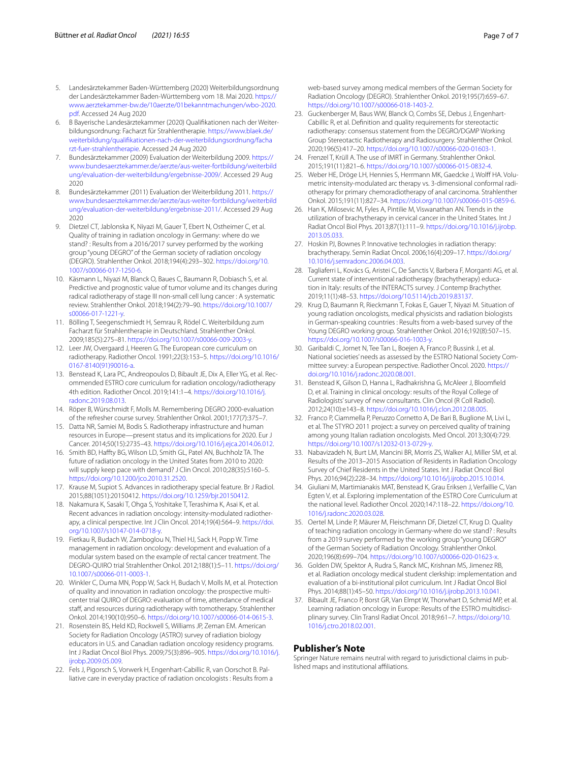5. Landesärztekammer Baden-Württemberg (2020) Weiterbildungsordnung der Landesärztekammer Baden-Württemberg vom 18. Mai 2020. https://www.aerztekammer-bw.de/10aerzte/01bekanntmachungen/wbo-2020.pdf. Accessed 24 Aug 2020
6. B Bayerische Landesärztekammer (2020) Qualifikationen nach der Weiterbildungsordnung: Facharzt für Strahlentherapie. https://www.blaek.de/weiterbildung/qualifikationen-nach-der-weiterbildungsordnung/facharzt-fuer-strahlentherapie. Accessed 24 Aug 2020
7. Bundesärztekammer (2009) Evaluation der Weiterbildung 2009. https://www.bundesaerztekammer.de/aerzte/aus-weiter-fortbildung/weiterbildung/evaluation-der-weiterbildung/ergebnisse-2009/. Accessed 29 Aug 2020
8. Bundesärztekammer (2011) Evaluation der Weiterbildung 2011. https://www.bundesaerztekammer.de/aerzte/aus-weiter-fortbildung/weiterbildung/evaluation-der-weiterbildung/ergebnisse-2011/. Accessed 29 Aug 2020
9. Dietzel CT, Jablonska K, Niyazi M, Gauer T, Ebert N, Ostheimer C, et al. Quality of training in radiation oncology in Germany: where do we stand? : Results from a 2016/2017 survey performed by the working group "young DEGRO" of the German society of radiation oncology (DEGRO). Strahlenther Onkol. 2018;194(4):293–302. https://doi.org/10.1007/s00066-017-1250-6.
10. Käsmann L, Niyazi M, Blanck O, Baues C, Baumann R, Dobiasch S, et al. Predictive and prognostic value of tumor volume and its changes during radical radiotherapy of stage III non-small cell lung cancer : A systematic review. Strahlenther Onkol. 2018;194(2):79–90. https://doi.org/10.1007/s00066-017-1221-y.
11. Bölling T, Seegenschmiedt H, Semrau R, Rödel C. Weiterbildung zum Facharzt für Strahlentherapie in Deutschland. Strahlenther Onkol. 2009;185(5):275–81. https://doi.org/10.1007/s00066-009-2003-y.
12. Leer JW, Overgaard J, Heeren G. The European core curriculum on radiotherapy. Radiother Oncol. 1991;22(3):153–5. https://doi.org/10.1016/0167-8140(91)90016-a.
13. Benstead K, Lara PC, Andreopoulos D, Bibault JE, Dix A, Eller YG, et al. Recommended ESTRO core curriculum for radiation oncology/radiotherapy 4th edition. Radiother Oncol. 2019;141:1–4. https://doi.org/10.1016/j.radonc.2019.08.013.
14. Röper B, Würschmidt F, Molls M. Remembering DEGRO 2000-evaluation of the refresher course survey. Strahlenther Onkol. 2001;177(7):375–7.
15. Datta NR, Samiei M, Bodis S. Radiotherapy infrastructure and human resources in Europe—present status and its implications for 2020. Eur J Cancer. 2014;50(15):2735–43. https://doi.org/10.1016/j.ejca.2014.06.012.
16. Smith BD, Haffty BG, Wilson LD, Smith GL, Patel AN, Buchholz TA. The future of radiation oncology in the United States from 2010 to 2020: will supply keep pace with demand? J Clin Oncol. 2010;28(35):5160–5. https://doi.org/10.1200/jco.2010.31.2520.
17. Krause M, Supiot S. Advances in radiotherapy special feature. Br J Radiol. 2015;88(1051):20150412. https://doi.org/10.1259/bjr.20150412.
18. Nakamura K, Sasaki T, Ohga S, Yoshitake T, Terashima K, Asai K, et al. Recent advances in radiation oncology: intensity-modulated radiotherapy, a clinical perspective. Int J Clin Oncol. 2014;19(4):564–9. https://doi.org/10.1007/s10147-014-0718-y.
19. Fietkau R, Budach W, Zamboglou N, Thiel HJ, Sack H, Popp W. Time management in radiation oncology: development and evaluation of a modular system based on the example of rectal cancer treatment. The DEGRO-QUIRO trial Strahlenther Onkol. 2012;188(1):5–11. https://doi.org/10.1007/s00066-011-0003-1.
20. Winkler C, Duma MN, Popp W, Sack H, Budach V, Molls M, et al. Protection of quality and innovation in radiation oncology: the prospective multicenter trial QUIRO of DEGRO: evaluation of time, attendance of medical staff, and resources during radiotherapy with tomotherapy. Strahlenther Onkol. 2014;190(10):950–6. https://doi.org/10.1007/s00066-014-0615-3.
21. Rosenstein BS, Held KD, Rockwell S, Williams JP, Zeman EM. American Society for Radiation Oncology (ASTRO) survey of radiation biology educators in U.S. and Canadian radiation oncology residency programs. Int J Radiat Oncol Biol Phys. 2009;75(3):896–905. https://doi.org/10.1016/j.ijrobp.2009.05.009.
22. Fels J, Pigorsch S, Vorwerk H, Engenhart-Cabillic R, van Oorschot B. Palliative care in everyday practice of radiation oncologists : Results from a web-based survey among medical members of the German Society for Radiation Oncology (DEGRO). Strahlenther Onkol. 2019;195(7):659–67. https://doi.org/10.1007/s00066-018-1403-2.
23. Guckenberger M, Baus WW, Blanck O, Combs SE, Debus J, Engenhart-Cabillic R, et al. Definition and quality requirements for stereotactic radiotherapy: consensus statement from the DEGRO/DGMP Working Group Stereotactic Radiotherapy and Radiosurgery. Strahlenther Onkol. 2020;196(5):417–20. https://doi.org/10.1007/s00066-020-01603-1.
24. Frenzel T, Krüll A. The use of IMRT in Germany. Strahlenther Onkol. 2015;191(11):821–6. https://doi.org/10.1007/s00066-015-0832-4.
25. Weber HE, Dröge LH, Hennies S, Herrmann MK, Gaedcke J, Wolff HA. Volumetric intensity-modulated arc therapy vs. 3-dimensional conformal radiotherapy for primary chemoradiotherapy of anal carcinoma. Strahlenther Onkol. 2015;191(11):873–34. https://doi.org/10.1007/s00066-015-0859-6.
26. Han K, Milosevic M, Fyles A, Pintilie M, Viswanathan AN. Trends in the utilization of brachytherapy in cervical cancer in the United States. Int J Radiat Oncol Biol Phys. 2013;87(1):111–9. https://doi.org/10.1016/j.ijrobp.2013.05.033.
27. Hoskin PJ, Bownes P. Innovative technologies in radiation therapy: brachytherapy. Semin Radiat Oncol. 2006;16(4):209–17. https://doi.org/10.1016/j.semradonc.2006.04.003.
28. Tagliaferri L, Kovács G, Aristei C, De Sanctis V, Barbera F, Morganti AG, et al. Current state of interventional radiotherapy (brachytherapy) education in Italy: results of the INTERACTS survey. J Contemp Brachyther. 2019;11(1):48–53. https://doi.org/10.5114/jcb.2019.83137.
29. Krug D, Baumann R, Rieckmann T, Fokas E, Gauer T, Niyazi M. Situation of young radiation oncologists, medical physicists and radiation biologists in German-speaking countries : Results from a web-based survey of the Young DEGRO working group. Strahlenther Onkol. 2016;192(8):507–15. https://doi.org/10.1007/s00066-016-1003-y.
30. Garibaldi C, Jornet N, Tee Tan L, Boejen A, Franco P, Bussink J, et al. National societies' needs as assessed by the ESTRO National Society Committee survey: a European perspective. Radiother Oncol. 2020. https://doi.org/10.1016/j.radonc.2020.08.001.
31. Benstead K, Gilson D, Hanna L, Radhakrishna G, McAleer J, Bloomfield D, et al. Training in clinical oncology: results of the Royal College of Radiologists' survey of new consultants. Clin Oncol (R Coll Radiol). 2012;24(10):e143–8. https://doi.org/10.1016/j.clon.2012.08.005.
32. Franco P, Ciammella P, Peruzzo Cornetto A, De Bari B, Buglione M, Livi L, et al. The STYRO 2011 project: a survey on perceived quality of training among young Italian radiation oncologists. Med Oncol. 2013;30(4):729. https://doi.org/10.1007/s12032-013-0729-y.
33. Nabavizadeh N, Burt LM, Mancini BR, Morris ZS, Walker AJ, Miller SM, et al. Results of the 2013–2015 Association of Residents in Radiation Oncology Survey of Chief Residents in the United States. Int J Radiat Oncol Biol Phys. 2016;94(2):228–34. https://doi.org/10.1016/j.ijrobp.2015.10.014.
34. Giuliani M, Martimianakis MAT, Benstead K, Grau Eriksen J, Verfaillie C, Van Egten V, et al. Exploring implementation of the ESTRO Core Curriculum at the national level. Radiother Oncol. 2020;147:118–22. https://doi.org/10.1016/j.radonc.2020.03.028.
35. Oertel M, Linde P, Mäurer M, Fleischmann DF, Dietzel CT, Krug D. Quality of teaching radiation oncology in Germany-where do we stand? : Results from a 2019 survey performed by the working group "young DEGRO" of the German Society of Radiation Oncology. Strahlenther Onkol. 2020;196(8):699–704. https://doi.org/10.1007/s00066-020-01623-x.
36. Golden DW, Spektor A, Rudra S, Ranck MC, Krishnan MS, Jimenez RB, et al. Radiation oncology medical student clerkship: implementation and evaluation of a bi-institutional pilot curriculum. Int J Radiat Oncol Biol Phys. 2014;88(1):45–50. https://doi.org/10.1016/j.ijrobp.2013.10.041.
37. Bibault JE, Franco P, Borst GR, Van Elmpt W, Thorwarth D, Schmid MP, et al. Learning radiation oncology in Europe: Results of the ESTRO multidisciplinary survey. Clin Transl Radiat Oncol. 2018;9:61–7. https://doi.org/10.1016/j.ctro.2018.02.001.

## Publisher's Note

Springer Nature remains neutral with regard to jurisdictional claims in published maps and institutional affiliations.